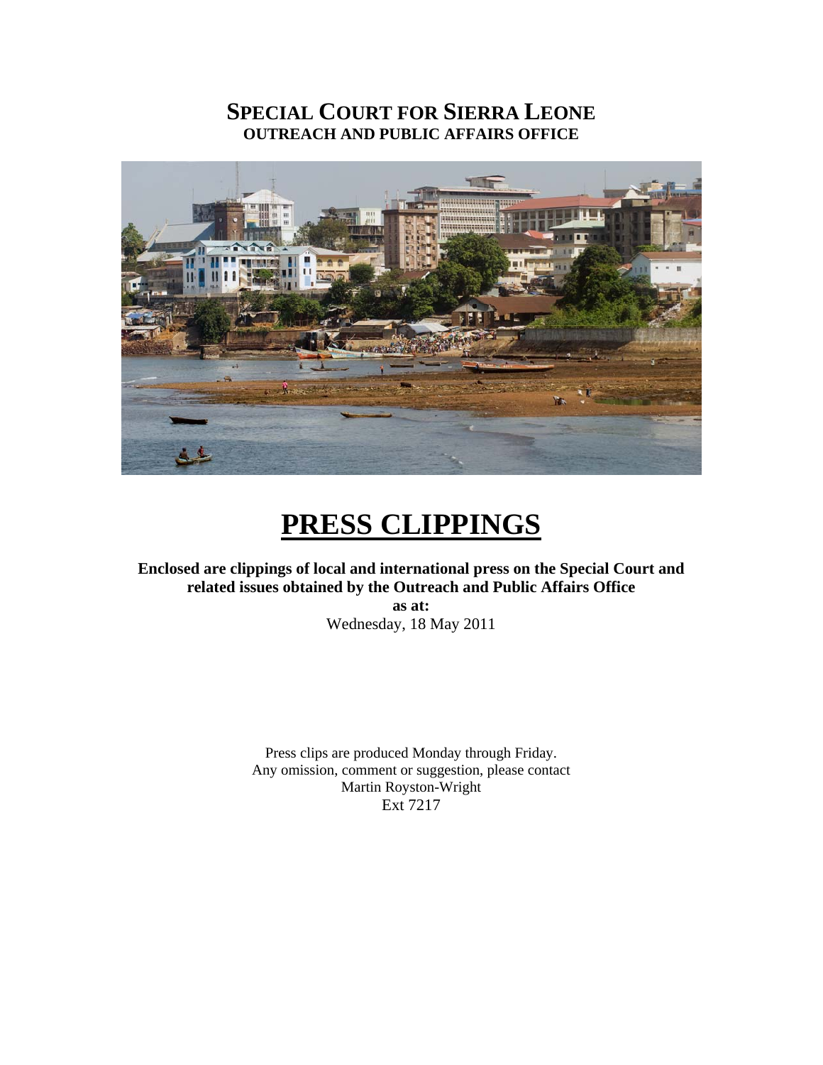# SPECIAL COURT FOR SIERRA LEONE

## OUTREACH AND PUBLIC AFFAIRS OFFICE

# PRESS CLIPPINGS

**Enclosed are clippings of local and international press on the Special Court and related issues obtained by the Outreach and Public Affairs Office**

**as at:**

Wednesday, 18 May 2011

Press clips are produced Monday through Friday.
Any omission, comment or suggestion, please contact
Martin Royston-Wright
Ext 7217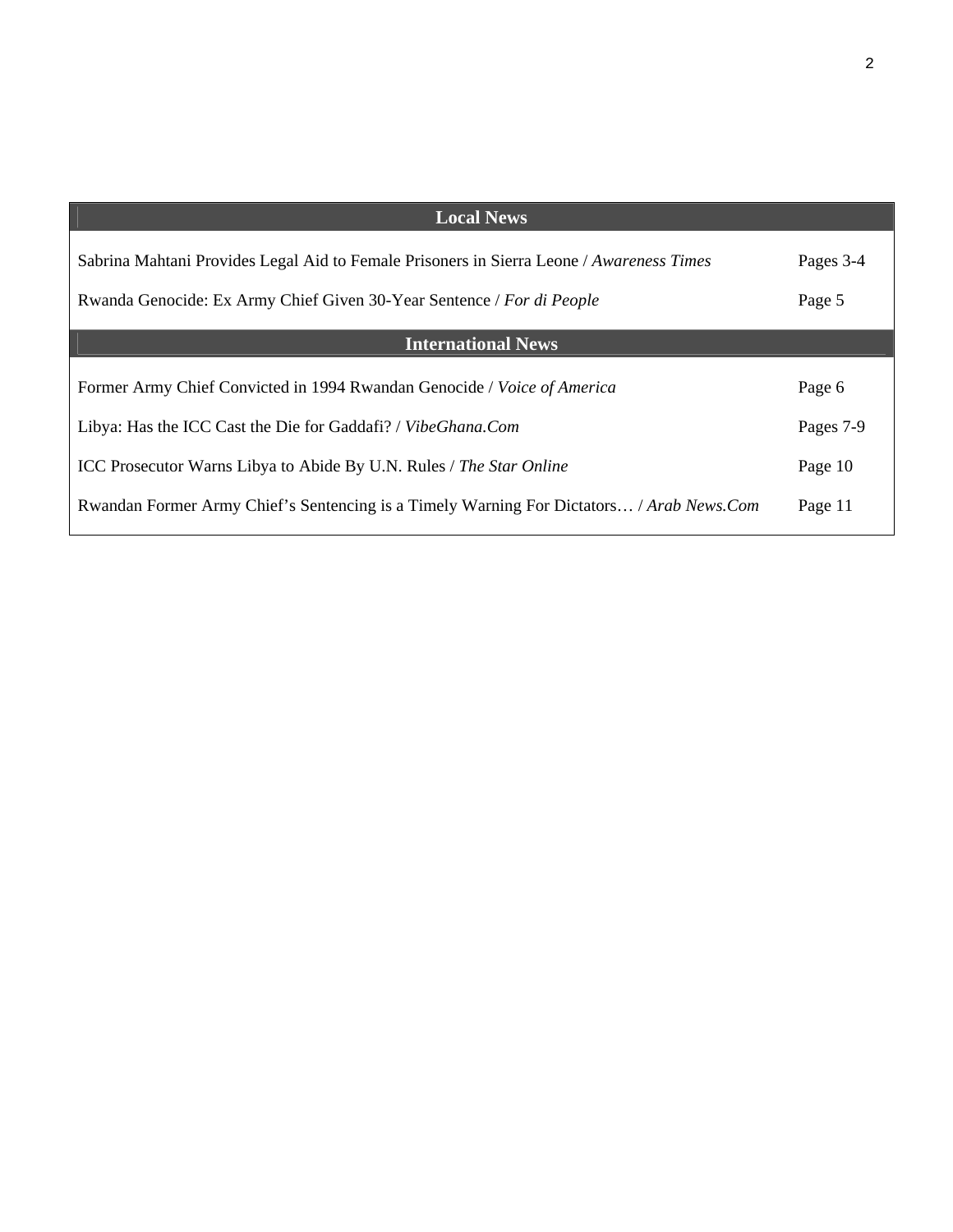| Local News | |
|---|---|
| Sabrina Mahtani Provides Legal Aid to Female Prisoners in Sierra Leone / *Awareness Times* | Pages 3-4 |
| Rwanda Genocide: Ex Army Chief Given 30-Year Sentence / *For di People* | Page 5 |
| **International News** | |
| Former Army Chief Convicted in 1994 Rwandan Genocide / *Voice of America* | Page 6 |
| Libya: Has the ICC Cast the Die for Gaddafi? / *VibeGhana.Com* | Pages 7-9 |
| ICC Prosecutor Warns Libya to Abide By U.N. Rules / *The Star Online* | Page 10 |
| Rwandan Former Army Chief's Sentencing is a Timely Warning For Dictators… / *Arab News.Com* | Page 11 |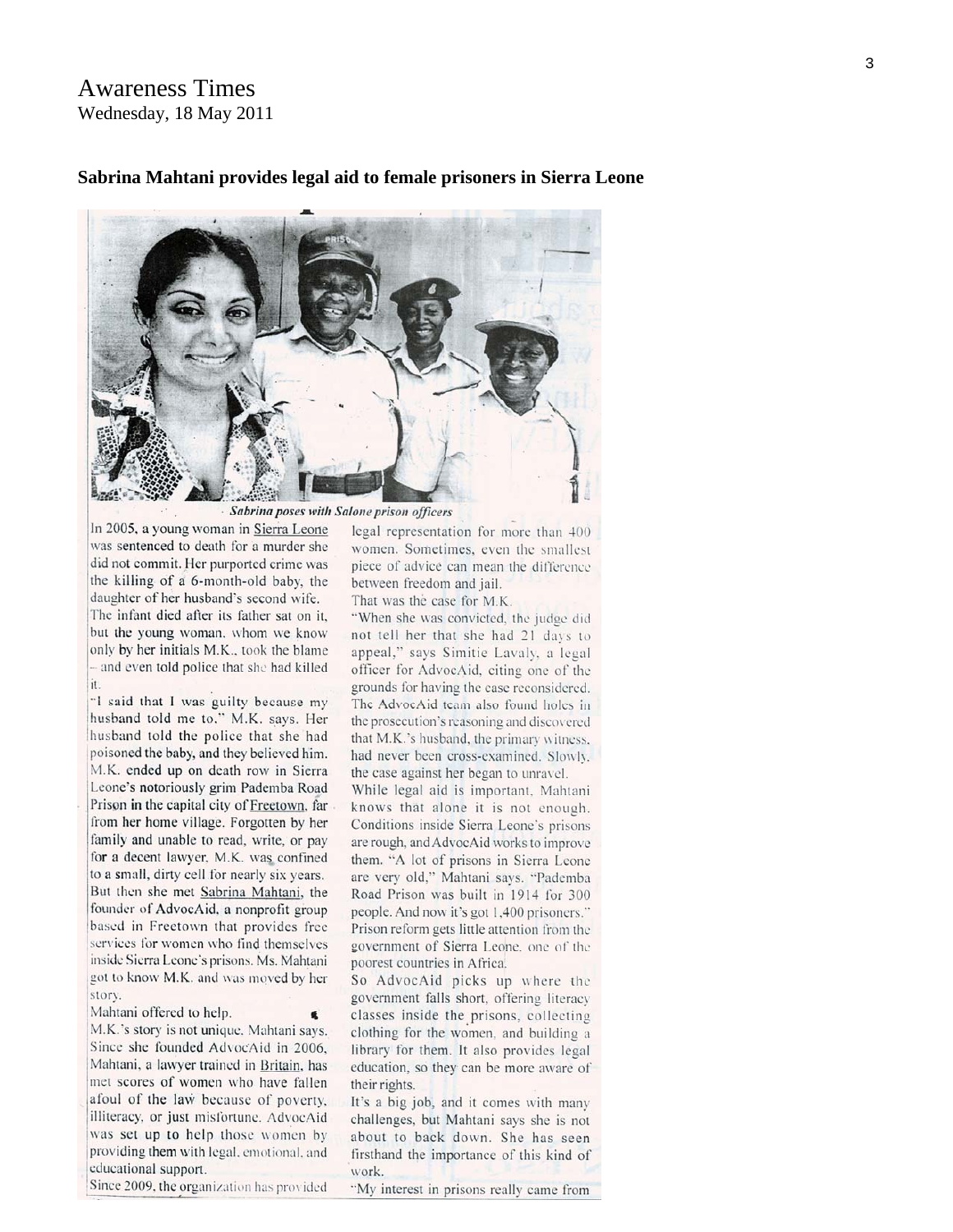Awareness Times
Wednesday, 18 May 2011

## Sabrina Mahtani provides legal aid to female prisoners in Sierra Leone

*Sabrina poses with Salone prison officers*

In 2005, a young woman in Sierra Leone was sentenced to death for a murder she did not commit. Her purported crime was the killing of a 6-month-old baby, the daughter of her husband's second wife. The infant died after its father sat on it, but the young woman, whom we know only by her initials M.K., took the blame – and even told police that she had killed it.

"I said that I was guilty because my husband told me to," M.K. says. Her husband told the police that she had poisoned the baby, and they believed him. M.K. ended up on death row in Sierra Leone's notoriously grim Pademba Road Prison in the capital city of Freetown, far from her home village. Forgotten by her family and unable to read, write, or pay for a decent lawyer, M.K. was confined to a small, dirty cell for nearly six years. But then she met Sabrina Mahtani, the founder of AdvocAid, a nonprofit group based in Freetown that provides free services for women who find themselves inside Sierra Leone's prisons. Ms. Mahtani got to know M.K. and was moved by her story.

Mahtani offered to help.

M.K.'s story is not unique, Mahtani says. Since she founded AdvocAid in 2006, Mahtani, a lawyer trained in Britain, has met scores of women who have fallen afoul of the law because of poverty, illiteracy, or just misfortune. AdvocAid was set up to help those women by providing them with legal, emotional, and educational support.

Since 2009, the organization has provided legal representation for more than 400 women. Sometimes, even the smallest piece of advice can mean the difference between freedom and jail.

That was the case for M.K.

"When she was convicted, the judge did not tell her that she had 21 days to appeal," says Simitie Lavaly, a legal officer for AdvocAid, citing one of the grounds for having the case reconsidered. The AdvocAid team also found holes in the prosecution's reasoning and discovered that M.K.'s husband, the primary witness, had never been cross-examined. Slowly, the case against her began to unravel.

While legal aid is important, Mahtani knows that alone it is not enough. Conditions inside Sierra Leone's prisons are rough, and AdvocAid works to improve them. "A lot of prisons in Sierra Leone are very old," Mahtani says. "Pademba Road Prison was built in 1914 for 300 people. And now it's got 1,400 prisoners." Prison reform gets little attention from the government of Sierra Leone, one of the poorest countries in Africa.

So AdvocAid picks up where the government falls short, offering literacy classes inside the prisons, collecting clothing for the women, and building a library for them. It also provides legal education, so they can be more aware of their rights.

It's a big job, and it comes with many challenges, but Mahtani says she is not about to back down. She has seen firsthand the importance of this kind of work.

"My interest in prisons really came from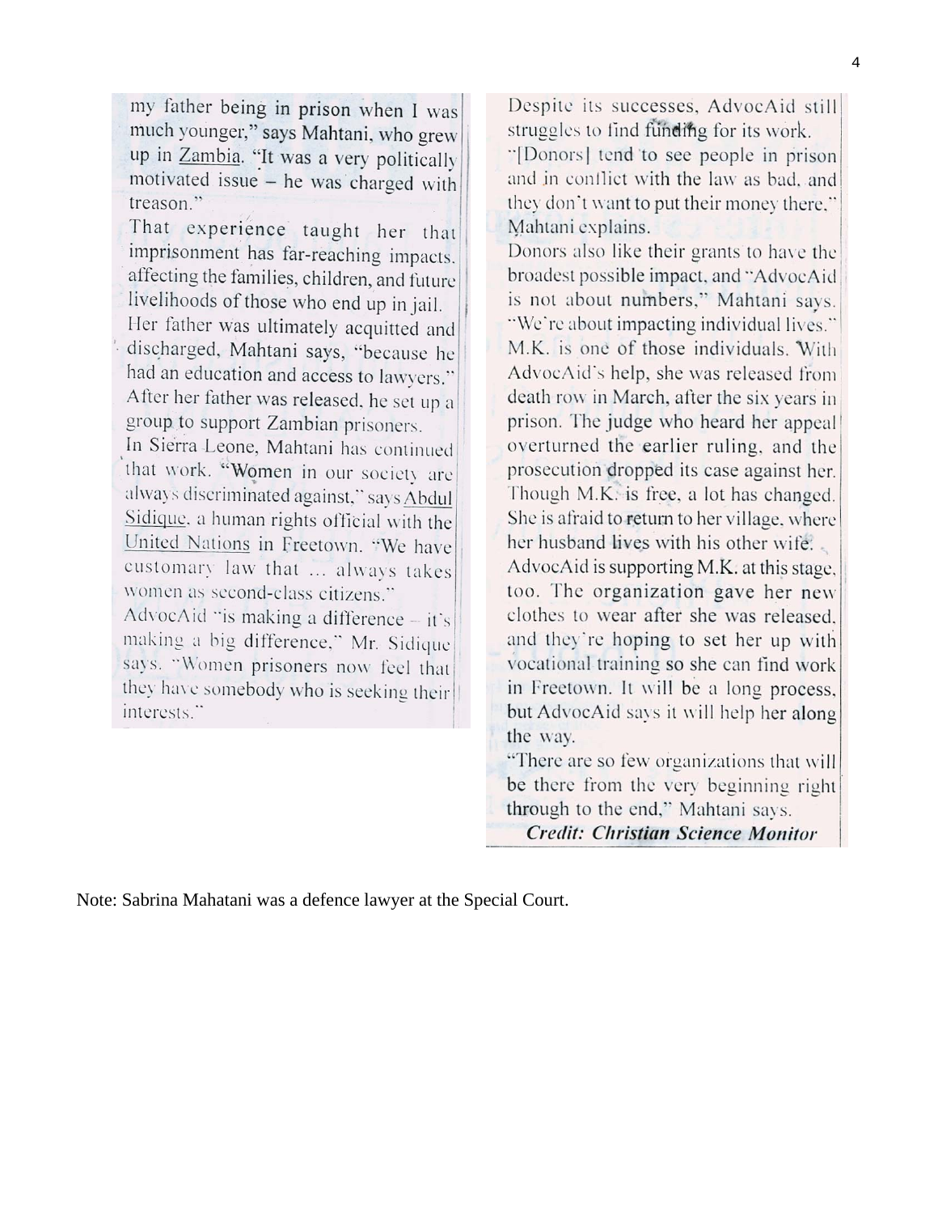my father being in prison when I was much younger," says Mahtani, who grew up in Zambia. "It was a very politically motivated issue – he was charged with treason."

That experience taught her that imprisonment has far-reaching impacts, affecting the families, children, and future livelihoods of those who end up in jail.

Her father was ultimately acquitted and discharged, Mahtani says, "because he had an education and access to lawyers." After her father was released, he set up a group to support Zambian prisoners.

In Sierra Leone, Mahtani has continued that work. "Women in our society are always discriminated against," says Abdul Sidique, a human rights official with the United Nations in Freetown. "We have customary law that ... always takes women as second-class citizens."

AdvocAid "is making a difference – it's making a big difference," Mr. Sidique says. "Women prisoners now feel that they have somebody who is seeking their interests."

Despite its successes, AdvocAid still struggles to find funding for its work.

"[Donors] tend to see people in prison and in conflict with the law as bad, and they don't want to put their money there," Mahtani explains.

Donors also like their grants to have the broadest possible impact, and "AdvocAid is not about numbers," Mahtani says. "We're about impacting individual lives."

M.K. is one of those individuals. With AdvocAid's help, she was released from death row in March, after the six years in prison. The judge who heard her appeal overturned the earlier ruling, and the prosecution dropped its case against her.

Though M.K. is free, a lot has changed. She is afraid to return to her village, where her husband lives with his other wife.

AdvocAid is supporting M.K. at this stage, too. The organization gave her new clothes to wear after she was released, and they're hoping to set her up with vocational training so she can find work in Freetown. It will be a long process, but AdvocAid says it will help her along the way.

"There are so few organizations that will be there from the very beginning right through to the end," Mahtani says.

***Credit: Christian Science Monitor***

Note: Sabrina Mahatani was a defence lawyer at the Special Court.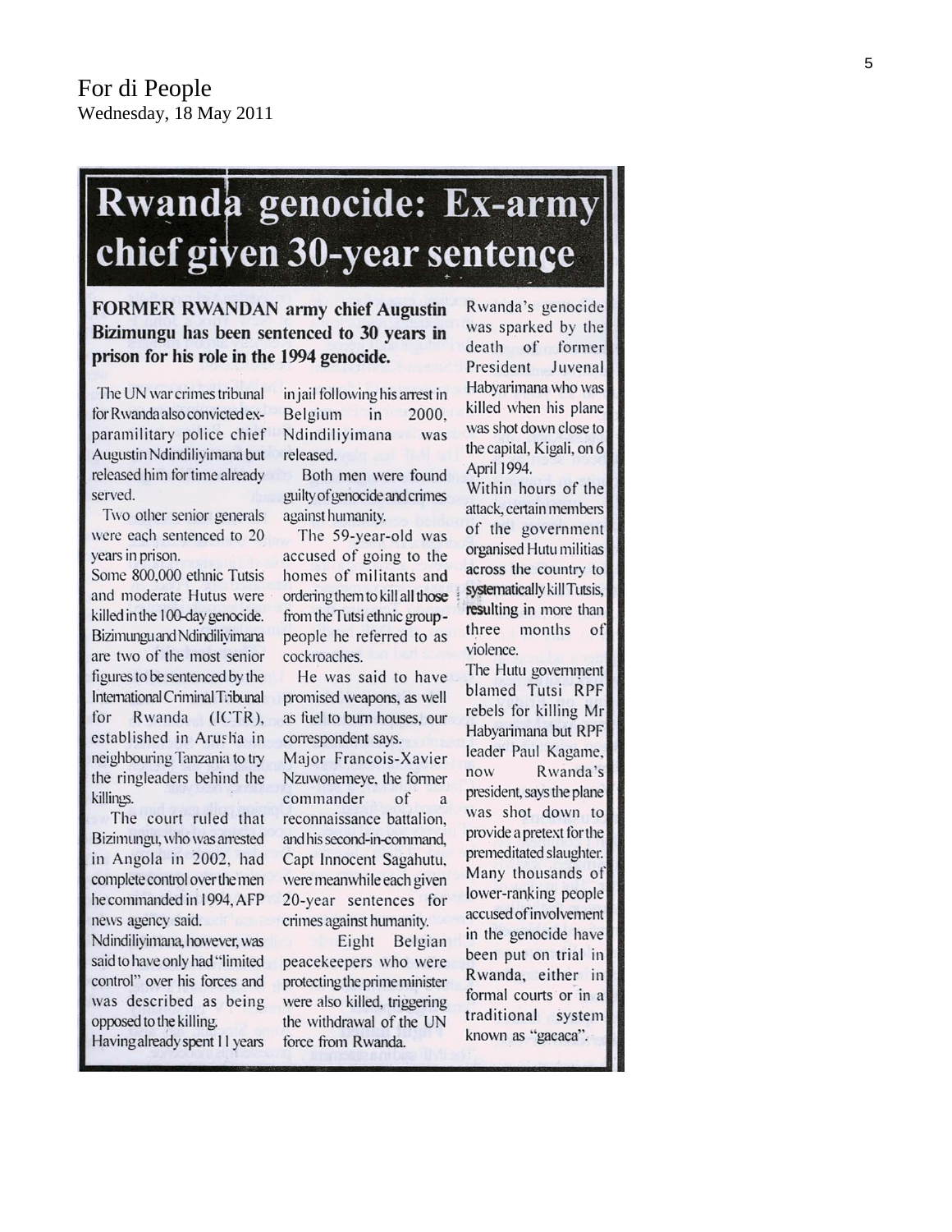For di People
Wednesday, 18 May 2011

# Rwanda genocide: Ex-army chief given 30-year sentence

**FORMER RWANDAN army chief Augustin Bizimungu has been sentenced to 30 years in prison for his role in the 1994 genocide.**

The UN war crimes tribunal for Rwanda also convicted ex-paramilitary police chief Augustin Ndindiliyimana but released him for time already served.

Two other senior generals were each sentenced to 20 years in prison.

Some 800,000 ethnic Tutsis and moderate Hutus were killed in the 100-day genocide.

Bizimungu and Ndindiliyimana are two of the most senior figures to be sentenced by the International Criminal Tribunal for Rwanda (ICTR), established in Arusha in neighbouring Tanzania to try the ringleaders behind the killings.

The court ruled that Bizimungu, who was arrested in Angola in 2002, had complete control over the men he commanded in 1994, AFP news agency said.

Ndindiliyimana, however, was said to have only had "limited control" over his forces and was described as being opposed to the killing.

Having already spent 11 years in jail following his arrest in Belgium in 2000, Ndindiliyimana was released.

Both men were found guilty of genocide and crimes against humanity.

The 59-year-old was accused of going to the homes of militants and ordering them to kill all those from the Tutsi ethnic group - people he referred to as cockroaches.

He was said to have promised weapons, as well as fuel to burn houses, our correspondent says.

Major Francois-Xavier Nzuwonemeye, the former commander of a reconnaissance battalion, and his second-in-command, Capt Innocent Sagahutu, were meanwhile each given 20-year sentences for crimes against humanity.

Eight Belgian peacekeepers who were protecting the prime minister were also killed, triggering the withdrawal of the UN force from Rwanda.

Rwanda's genocide was sparked by the death of former President Juvenal Habyarimana who was killed when his plane was shot down close to the capital, Kigali, on 6 April 1994.

Within hours of the attack, certain members of the government organised Hutu militias across the country to systematically kill Tutsis, resulting in more than three months of violence.

The Hutu government blamed Tutsi RPF rebels for killing Mr Habyarimana but RPF leader Paul Kagame, now Rwanda's president, says the plane was shot down to provide a pretext for the premeditated slaughter.

Many thousands of lower-ranking people accused of involvement in the genocide have been put on trial in Rwanda, either in formal courts or in a traditional system known as "gacaca".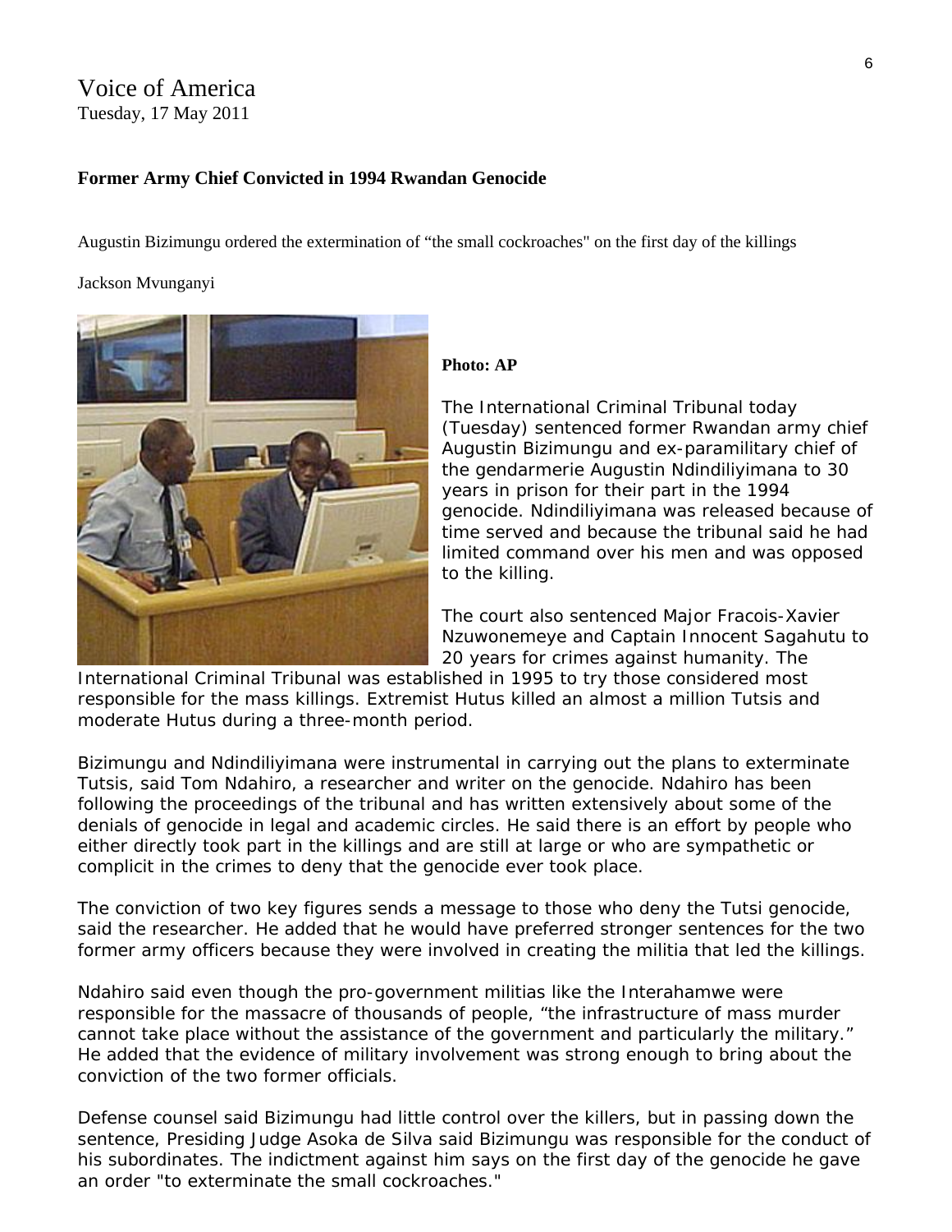Voice of America
Tuesday, 17 May 2011

**Former Army Chief Convicted in 1994 Rwandan Genocide**

Augustin Bizimungu ordered the extermination of “the small cockroaches" on the first day of the killings

Jackson Mvunganyi

**Photo: AP**

The International Criminal Tribunal today (Tuesday) sentenced former Rwandan army chief Augustin Bizimungu and ex-paramilitary chief of the gendarmerie Augustin Ndindiliyimana to 30 years in prison for their part in the 1994 genocide. Ndindiliyimana was released because of time served and because the tribunal said he had limited command over his men and was opposed to the killing.

The court also sentenced Major Fracois-Xavier Nzuwonemeye and Captain Innocent Sagahutu to 20 years for crimes against humanity. The International Criminal Tribunal was established in 1995 to try those considered most responsible for the mass killings. Extremist Hutus killed an almost a million Tutsis and moderate Hutus during a three-month period.

Bizimungu and Ndindiliyimana were instrumental in carrying out the plans to exterminate Tutsis, said Tom Ndahiro, a researcher and writer on the genocide. Ndahiro has been following the proceedings of the tribunal and has written extensively about some of the denials of genocide in legal and academic circles. He said there is an effort by people who either directly took part in the killings and are still at large or who are sympathetic or complicit in the crimes to deny that the genocide ever took place.

The conviction of two key figures sends a message to those who deny the Tutsi genocide, said the researcher. He added that he would have preferred stronger sentences for the two former army officers because they were involved in creating the militia that led the killings.

Ndahiro said even though the pro-government militias like the Interahamwe were responsible for the massacre of thousands of people, “the infrastructure of mass murder cannot take place without the assistance of the government and particularly the military.” He added that the evidence of military involvement was strong enough to bring about the conviction of the two former officials.

Defense counsel said Bizimungu had little control over the killers, but in passing down the sentence, Presiding Judge Asoka de Silva said Bizimungu was responsible for the conduct of his subordinates. The indictment against him says on the first day of the genocide he gave an order "to exterminate the small cockroaches."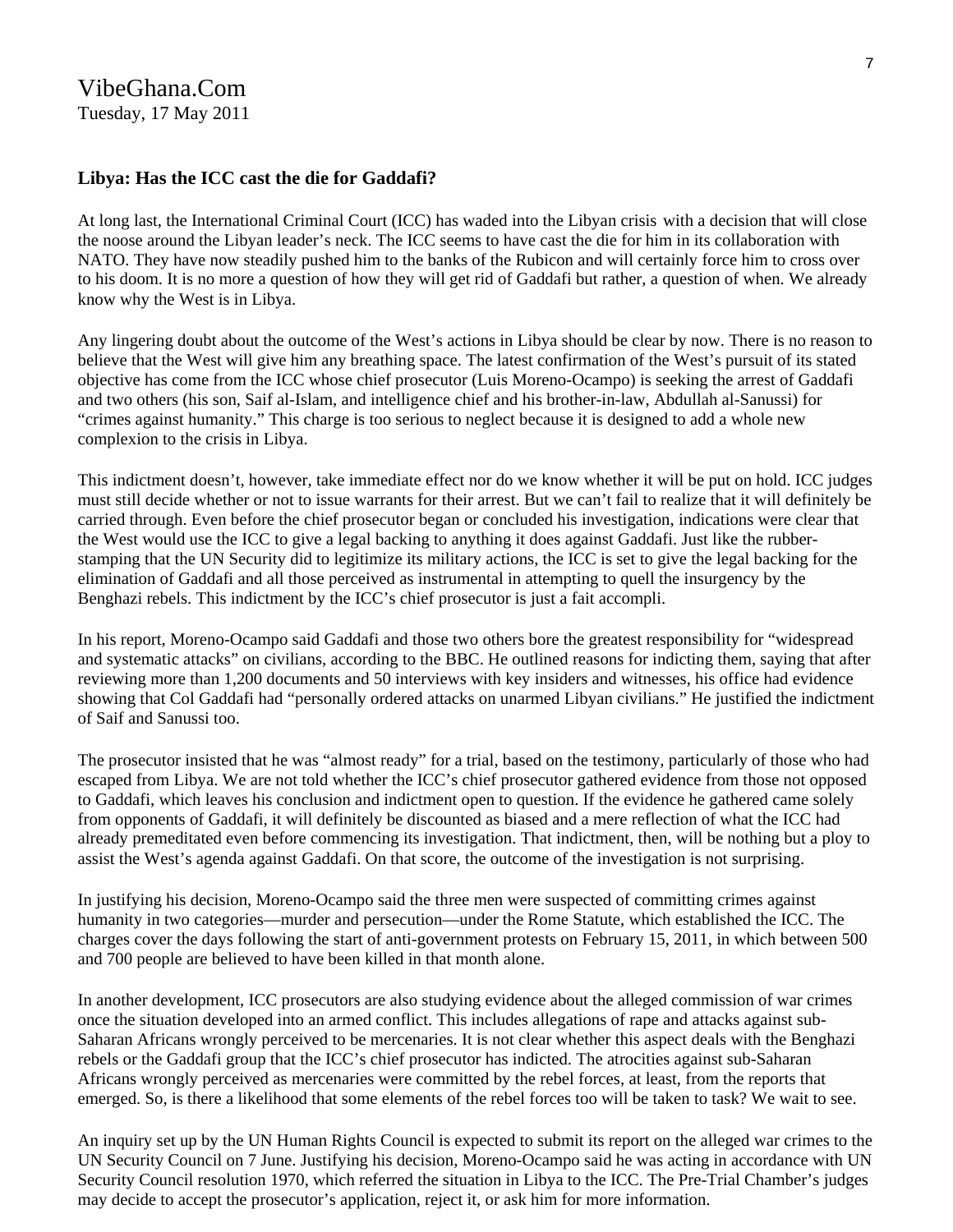VibeGhana.Com
Tuesday, 17 May 2011

### Libya: Has the ICC cast the die for Gaddafi?

At long last, the International Criminal Court (ICC) has waded into the Libyan crisis with a decision that will close the noose around the Libyan leader's neck. The ICC seems to have cast the die for him in its collaboration with NATO. They have now steadily pushed him to the banks of the Rubicon and will certainly force him to cross over to his doom. It is no more a question of how they will get rid of Gaddafi but rather, a question of when. We already know why the West is in Libya.

Any lingering doubt about the outcome of the West's actions in Libya should be clear by now. There is no reason to believe that the West will give him any breathing space. The latest confirmation of the West's pursuit of its stated objective has come from the ICC whose chief prosecutor (Luis Moreno-Ocampo) is seeking the arrest of Gaddafi and two others (his son, Saif al-Islam, and intelligence chief and his brother-in-law, Abdullah al-Sanussi) for "crimes against humanity." This charge is too serious to neglect because it is designed to add a whole new complexion to the crisis in Libya.

This indictment doesn't, however, take immediate effect nor do we know whether it will be put on hold. ICC judges must still decide whether or not to issue warrants for their arrest. But we can't fail to realize that it will definitely be carried through. Even before the chief prosecutor began or concluded his investigation, indications were clear that the West would use the ICC to give a legal backing to anything it does against Gaddafi. Just like the rubber-stamping that the UN Security did to legitimize its military actions, the ICC is set to give the legal backing for the elimination of Gaddafi and all those perceived as instrumental in attempting to quell the insurgency by the Benghazi rebels. This indictment by the ICC's chief prosecutor is just a fait accompli.

In his report, Moreno-Ocampo said Gaddafi and those two others bore the greatest responsibility for "widespread and systematic attacks" on civilians, according to the BBC. He outlined reasons for indicting them, saying that after reviewing more than 1,200 documents and 50 interviews with key insiders and witnesses, his office had evidence showing that Col Gaddafi had "personally ordered attacks on unarmed Libyan civilians." He justified the indictment of Saif and Sanussi too.

The prosecutor insisted that he was "almost ready" for a trial, based on the testimony, particularly of those who had escaped from Libya. We are not told whether the ICC's chief prosecutor gathered evidence from those not opposed to Gaddafi, which leaves his conclusion and indictment open to question. If the evidence he gathered came solely from opponents of Gaddafi, it will definitely be discounted as biased and a mere reflection of what the ICC had already premeditated even before commencing its investigation. That indictment, then, will be nothing but a ploy to assist the West's agenda against Gaddafi. On that score, the outcome of the investigation is not surprising.

In justifying his decision, Moreno-Ocampo said the three men were suspected of committing crimes against humanity in two categories—murder and persecution—under the Rome Statute, which established the ICC. The charges cover the days following the start of anti-government protests on February 15, 2011, in which between 500 and 700 people are believed to have been killed in that month alone.

In another development, ICC prosecutors are also studying evidence about the alleged commission of war crimes once the situation developed into an armed conflict. This includes allegations of rape and attacks against sub-Saharan Africans wrongly perceived to be mercenaries. It is not clear whether this aspect deals with the Benghazi rebels or the Gaddafi group that the ICC's chief prosecutor has indicted. The atrocities against sub-Saharan Africans wrongly perceived as mercenaries were committed by the rebel forces, at least, from the reports that emerged. So, is there a likelihood that some elements of the rebel forces too will be taken to task? We wait to see.

An inquiry set up by the UN Human Rights Council is expected to submit its report on the alleged war crimes to the UN Security Council on 7 June. Justifying his decision, Moreno-Ocampo said he was acting in accordance with UN Security Council resolution 1970, which referred the situation in Libya to the ICC. The Pre-Trial Chamber's judges may decide to accept the prosecutor's application, reject it, or ask him for more information.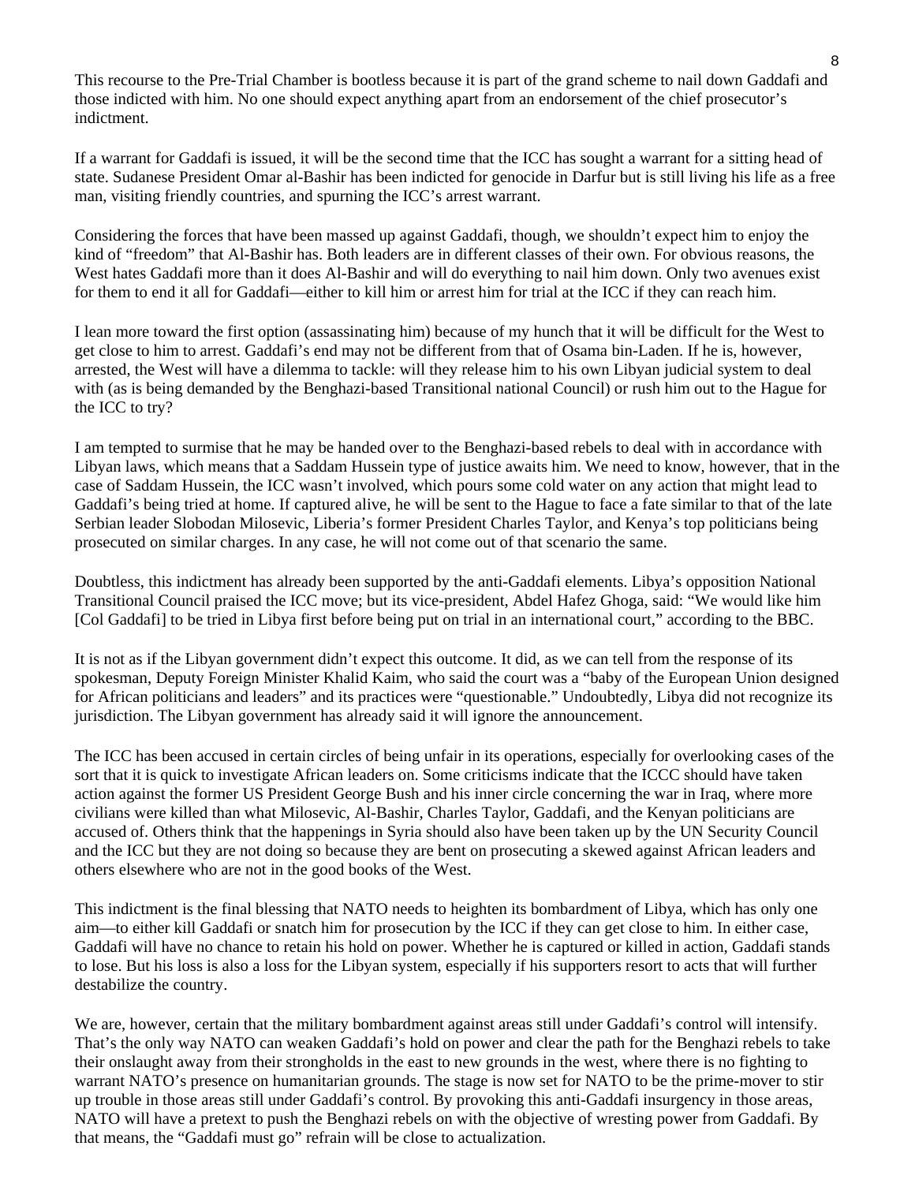This recourse to the Pre-Trial Chamber is bootless because it is part of the grand scheme to nail down Gaddafi and those indicted with him. No one should expect anything apart from an endorsement of the chief prosecutor's indictment.

If a warrant for Gaddafi is issued, it will be the second time that the ICC has sought a warrant for a sitting head of state. Sudanese President Omar al-Bashir has been indicted for genocide in Darfur but is still living his life as a free man, visiting friendly countries, and spurning the ICC's arrest warrant.

Considering the forces that have been massed up against Gaddafi, though, we shouldn't expect him to enjoy the kind of "freedom" that Al-Bashir has. Both leaders are in different classes of their own. For obvious reasons, the West hates Gaddafi more than it does Al-Bashir and will do everything to nail him down. Only two avenues exist for them to end it all for Gaddafi—either to kill him or arrest him for trial at the ICC if they can reach him.

I lean more toward the first option (assassinating him) because of my hunch that it will be difficult for the West to get close to him to arrest. Gaddafi's end may not be different from that of Osama bin-Laden. If he is, however, arrested, the West will have a dilemma to tackle: will they release him to his own Libyan judicial system to deal with (as is being demanded by the Benghazi-based Transitional national Council) or rush him out to the Hague for the ICC to try?

I am tempted to surmise that he may be handed over to the Benghazi-based rebels to deal with in accordance with Libyan laws, which means that a Saddam Hussein type of justice awaits him. We need to know, however, that in the case of Saddam Hussein, the ICC wasn't involved, which pours some cold water on any action that might lead to Gaddafi's being tried at home. If captured alive, he will be sent to the Hague to face a fate similar to that of the late Serbian leader Slobodan Milosevic, Liberia's former President Charles Taylor, and Kenya's top politicians being prosecuted on similar charges. In any case, he will not come out of that scenario the same.

Doubtless, this indictment has already been supported by the anti-Gaddafi elements. Libya's opposition National Transitional Council praised the ICC move; but its vice-president, Abdel Hafez Ghoga, said: "We would like him [Col Gaddafi] to be tried in Libya first before being put on trial in an international court," according to the BBC.

It is not as if the Libyan government didn't expect this outcome. It did, as we can tell from the response of its spokesman, Deputy Foreign Minister Khalid Kaim, who said the court was a "baby of the European Union designed for African politicians and leaders" and its practices were "questionable." Undoubtedly, Libya did not recognize its jurisdiction. The Libyan government has already said it will ignore the announcement.

The ICC has been accused in certain circles of being unfair in its operations, especially for overlooking cases of the sort that it is quick to investigate African leaders on. Some criticisms indicate that the ICCC should have taken action against the former US President George Bush and his inner circle concerning the war in Iraq, where more civilians were killed than what Milosevic, Al-Bashir, Charles Taylor, Gaddafi, and the Kenyan politicians are accused of. Others think that the happenings in Syria should also have been taken up by the UN Security Council and the ICC but they are not doing so because they are bent on prosecuting a skewed against African leaders and others elsewhere who are not in the good books of the West.

This indictment is the final blessing that NATO needs to heighten its bombardment of Libya, which has only one aim—to either kill Gaddafi or snatch him for prosecution by the ICC if they can get close to him. In either case, Gaddafi will have no chance to retain his hold on power. Whether he is captured or killed in action, Gaddafi stands to lose. But his loss is also a loss for the Libyan system, especially if his supporters resort to acts that will further destabilize the country.

We are, however, certain that the military bombardment against areas still under Gaddafi's control will intensify. That's the only way NATO can weaken Gaddafi's hold on power and clear the path for the Benghazi rebels to take their onslaught away from their strongholds in the east to new grounds in the west, where there is no fighting to warrant NATO's presence on humanitarian grounds. The stage is now set for NATO to be the prime-mover to stir up trouble in those areas still under Gaddafi's control. By provoking this anti-Gaddafi insurgency in those areas, NATO will have a pretext to push the Benghazi rebels on with the objective of wresting power from Gaddafi. By that means, the "Gaddafi must go" refrain will be close to actualization.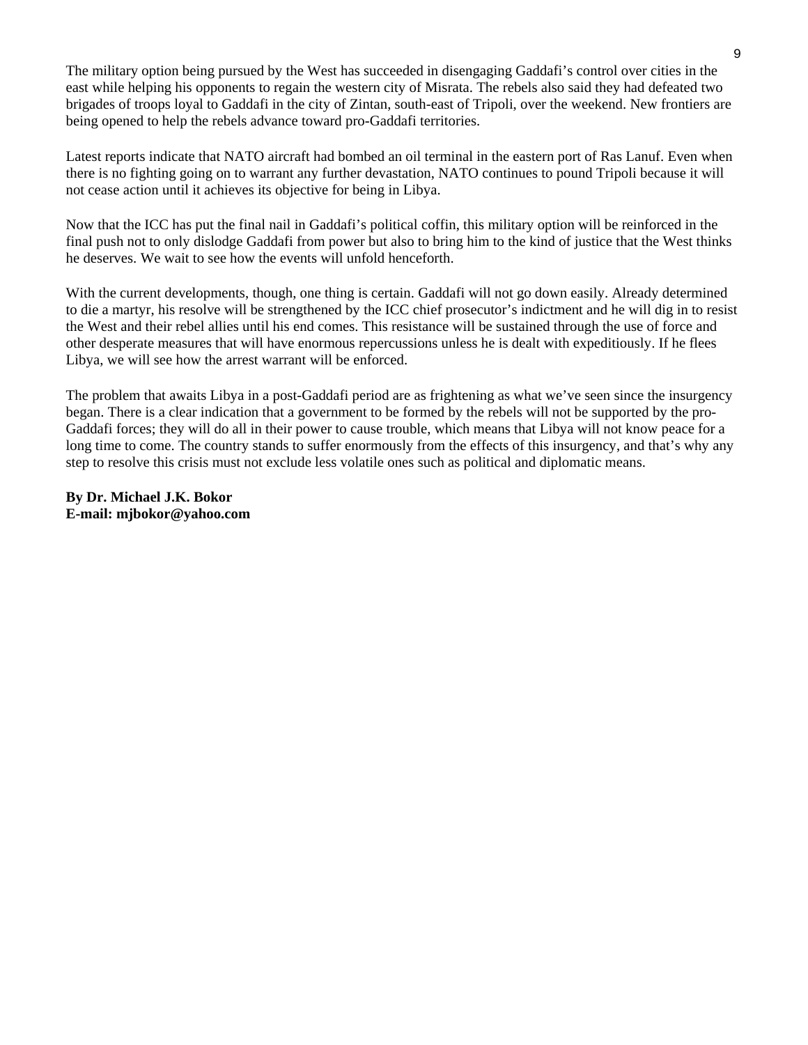The military option being pursued by the West has succeeded in disengaging Gaddafi's control over cities in the east while helping his opponents to regain the western city of Misrata. The rebels also said they had defeated two brigades of troops loyal to Gaddafi in the city of Zintan, south-east of Tripoli, over the weekend. New frontiers are being opened to help the rebels advance toward pro-Gaddafi territories.

Latest reports indicate that NATO aircraft had bombed an oil terminal in the eastern port of Ras Lanuf. Even when there is no fighting going on to warrant any further devastation, NATO continues to pound Tripoli because it will not cease action until it achieves its objective for being in Libya.

Now that the ICC has put the final nail in Gaddafi's political coffin, this military option will be reinforced in the final push not to only dislodge Gaddafi from power but also to bring him to the kind of justice that the West thinks he deserves. We wait to see how the events will unfold henceforth.

With the current developments, though, one thing is certain. Gaddafi will not go down easily. Already determined to die a martyr, his resolve will be strengthened by the ICC chief prosecutor's indictment and he will dig in to resist the West and their rebel allies until his end comes. This resistance will be sustained through the use of force and other desperate measures that will have enormous repercussions unless he is dealt with expeditiously. If he flees Libya, we will see how the arrest warrant will be enforced.

The problem that awaits Libya in a post-Gaddafi period are as frightening as what we've seen since the insurgency began. There is a clear indication that a government to be formed by the rebels will not be supported by the pro-Gaddafi forces; they will do all in their power to cause trouble, which means that Libya will not know peace for a long time to come. The country stands to suffer enormously from the effects of this insurgency, and that's why any step to resolve this crisis must not exclude less volatile ones such as political and diplomatic means.

**By Dr. Michael J.K. Bokor**
**E-mail: mjbokor@yahoo.com**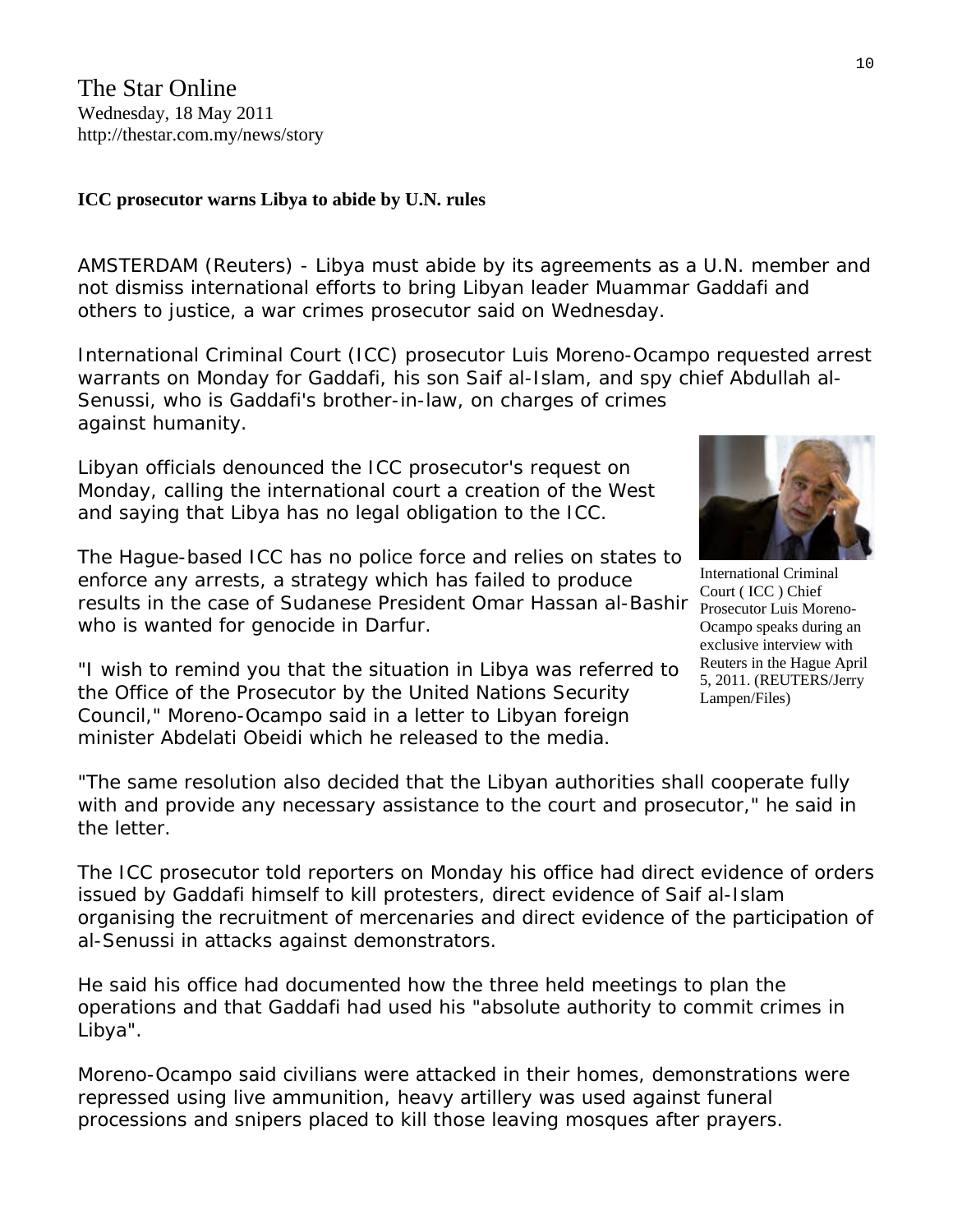The Star Online
Wednesday, 18 May 2011
http://thestar.com.my/news/story

**ICC prosecutor warns Libya to abide by U.N. rules**

AMSTERDAM (Reuters) - Libya must abide by its agreements as a U.N. member and not dismiss international efforts to bring Libyan leader Muammar Gaddafi and others to justice, a war crimes prosecutor said on Wednesday.

International Criminal Court (ICC) prosecutor Luis Moreno-Ocampo requested arrest warrants on Monday for Gaddafi, his son Saif al-Islam, and spy chief Abdullah al-Senussi, who is Gaddafi's brother-in-law, on charges of crimes against humanity.

Libyan officials denounced the ICC prosecutor's request on Monday, calling the international court a creation of the West and saying that Libya has no legal obligation to the ICC.

The Hague-based ICC has no police force and relies on states to enforce any arrests, a strategy which has failed to produce results in the case of Sudanese President Omar Hassan al-Bashir who is wanted for genocide in Darfur.

International Criminal Court ( ICC ) Chief Prosecutor Luis Moreno-Ocampo speaks during an exclusive interview with Reuters in the Hague April 5, 2011. (REUTERS/Jerry Lampen/Files)

"I wish to remind you that the situation in Libya was referred to the Office of the Prosecutor by the United Nations Security Council," Moreno-Ocampo said in a letter to Libyan foreign minister Abdelati Obeidi which he released to the media.

"The same resolution also decided that the Libyan authorities shall cooperate fully with and provide any necessary assistance to the court and prosecutor," he said in the letter.

The ICC prosecutor told reporters on Monday his office had direct evidence of orders issued by Gaddafi himself to kill protesters, direct evidence of Saif al-Islam organising the recruitment of mercenaries and direct evidence of the participation of al-Senussi in attacks against demonstrators.

He said his office had documented how the three held meetings to plan the operations and that Gaddafi had used his "absolute authority to commit crimes in Libya".

Moreno-Ocampo said civilians were attacked in their homes, demonstrations were repressed using live ammunition, heavy artillery was used against funeral processions and snipers placed to kill those leaving mosques after prayers.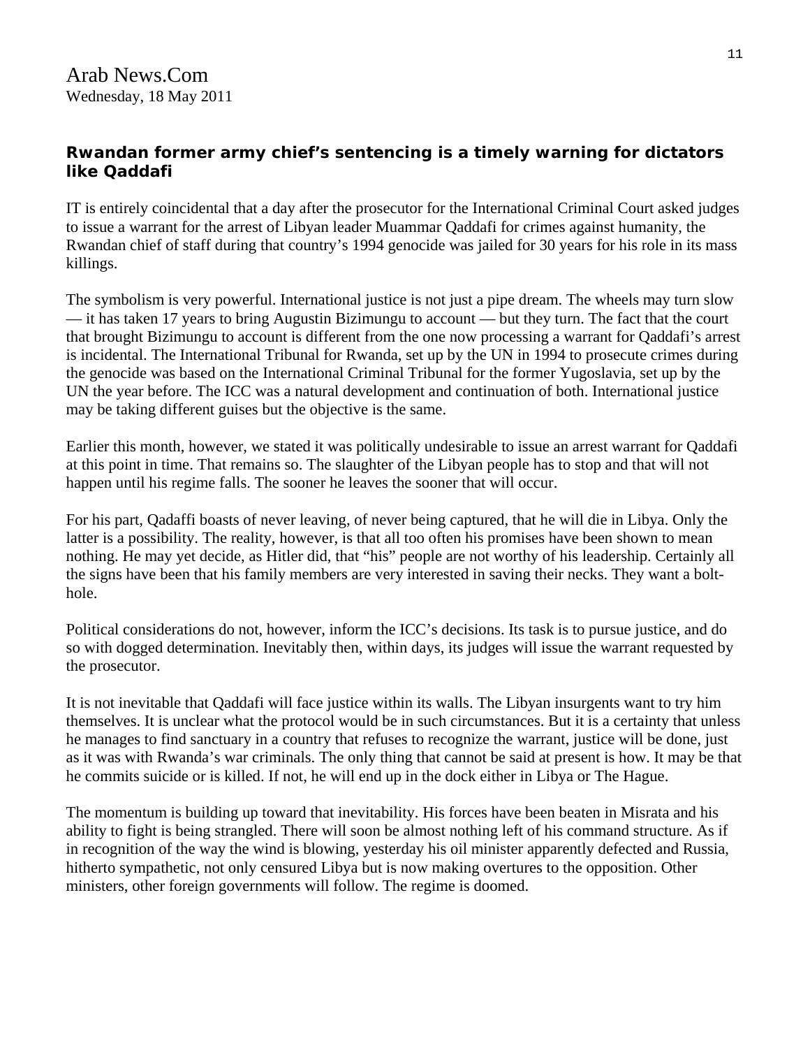Arab News.Com
Wednesday, 18 May 2011

## Rwandan former army chief's sentencing is a timely warning for dictators like Qaddafi

IT is entirely coincidental that a day after the prosecutor for the International Criminal Court asked judges to issue a warrant for the arrest of Libyan leader Muammar Qaddafi for crimes against humanity, the Rwandan chief of staff during that country's 1994 genocide was jailed for 30 years for his role in its mass killings.

The symbolism is very powerful. International justice is not just a pipe dream. The wheels may turn slow — it has taken 17 years to bring Augustin Bizimungu to account — but they turn. The fact that the court that brought Bizimungu to account is different from the one now processing a warrant for Qaddafi's arrest is incidental. The International Tribunal for Rwanda, set up by the UN in 1994 to prosecute crimes during the genocide was based on the International Criminal Tribunal for the former Yugoslavia, set up by the UN the year before. The ICC was a natural development and continuation of both. International justice may be taking different guises but the objective is the same.

Earlier this month, however, we stated it was politically undesirable to issue an arrest warrant for Qaddafi at this point in time. That remains so. The slaughter of the Libyan people has to stop and that will not happen until his regime falls. The sooner he leaves the sooner that will occur.

For his part, Qadaffi boasts of never leaving, of never being captured, that he will die in Libya. Only the latter is a possibility. The reality, however, is that all too often his promises have been shown to mean nothing. He may yet decide, as Hitler did, that "his" people are not worthy of his leadership. Certainly all the signs have been that his family members are very interested in saving their necks. They want a bolt-hole.

Political considerations do not, however, inform the ICC's decisions. Its task is to pursue justice, and do so with dogged determination. Inevitably then, within days, its judges will issue the warrant requested by the prosecutor.

It is not inevitable that Qaddafi will face justice within its walls. The Libyan insurgents want to try him themselves. It is unclear what the protocol would be in such circumstances. But it is a certainty that unless he manages to find sanctuary in a country that refuses to recognize the warrant, justice will be done, just as it was with Rwanda's war criminals. The only thing that cannot be said at present is how. It may be that he commits suicide or is killed. If not, he will end up in the dock either in Libya or The Hague.

The momentum is building up toward that inevitability. His forces have been beaten in Misrata and his ability to fight is being strangled. There will soon be almost nothing left of his command structure. As if in recognition of the way the wind is blowing, yesterday his oil minister apparently defected and Russia, hitherto sympathetic, not only censured Libya but is now making overtures to the opposition. Other ministers, other foreign governments will follow. The regime is doomed.